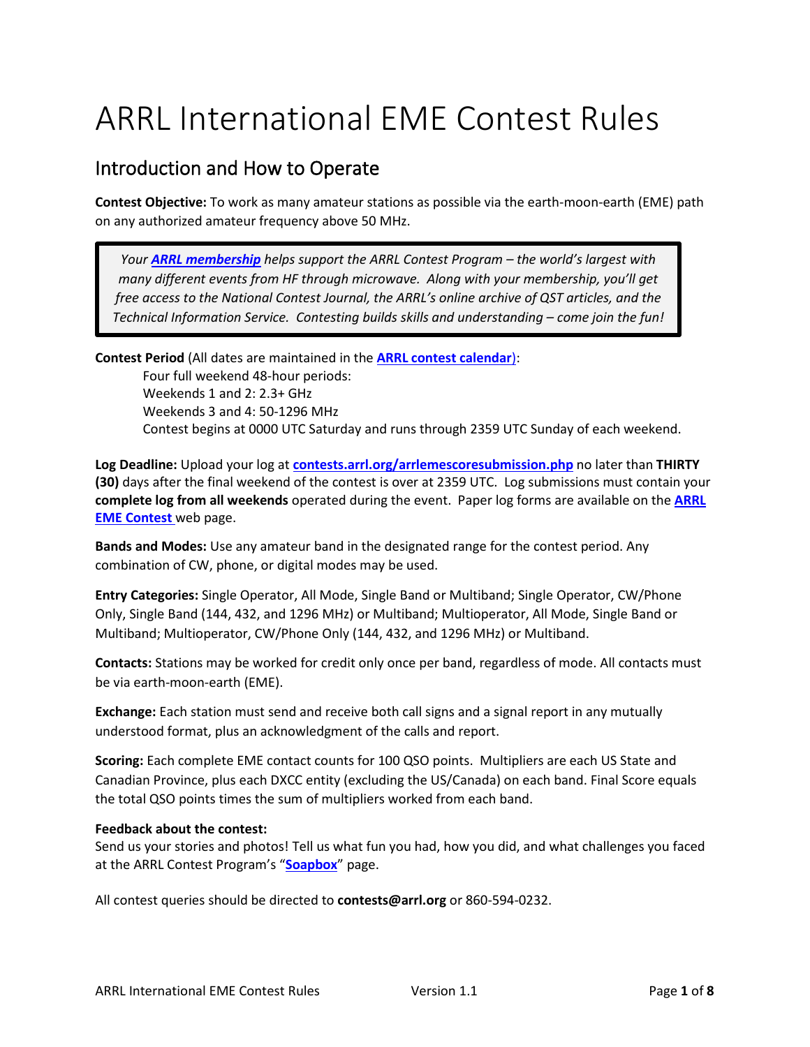# ARRL International EME Contest Rules

## Introduction and How to Operate

**Contest Objective:** To work as many amateur stations as possible via the earth-moon-earth (EME) path on any authorized amateur frequency above 50 MHz.

> *Your **ARRL membership** helps support the ARRL Contest Program – the world's largest with many different events from HF through microwave. Along with your membership, you'll get free access to the National Contest Journal, the ARRL's online archive of QST articles, and the Technical Information Service. Contesting builds skills and understanding – come join the fun!*

**Contest Period** (All dates are maintained in the **ARRL contest calendar**):

Four full weekend 48-hour periods:
Weekends 1 and 2: 2.3+ GHz
Weekends 3 and 4: 50-1296 MHz
Contest begins at 0000 UTC Saturday and runs through 2359 UTC Sunday of each weekend.

**Log Deadline:** Upload your log at **contests.arrl.org/arrlemescoresubmission.php** no later than **THIRTY (30)** days after the final weekend of the contest is over at 2359 UTC. Log submissions must contain your **complete log from all weekends** operated during the event. Paper log forms are available on the **ARRL EME Contest** web page.

**Bands and Modes:** Use any amateur band in the designated range for the contest period. Any combination of CW, phone, or digital modes may be used.

**Entry Categories:** Single Operator, All Mode, Single Band or Multiband; Single Operator, CW/Phone Only, Single Band (144, 432, and 1296 MHz) or Multiband; Multioperator, All Mode, Single Band or Multiband; Multioperator, CW/Phone Only (144, 432, and 1296 MHz) or Multiband.

**Contacts:** Stations may be worked for credit only once per band, regardless of mode. All contacts must be via earth-moon-earth (EME).

**Exchange:** Each station must send and receive both call signs and a signal report in any mutually understood format, plus an acknowledgment of the calls and report.

**Scoring:** Each complete EME contact counts for 100 QSO points. Multipliers are each US State and Canadian Province, plus each DXCC entity (excluding the US/Canada) on each band. Final Score equals the total QSO points times the sum of multipliers worked from each band.

**Feedback about the contest:**
Send us your stories and photos! Tell us what fun you had, how you did, and what challenges you faced at the ARRL Contest Program's "**Soapbox**" page.

All contest queries should be directed to **contests@arrl.org** or 860-594-0232.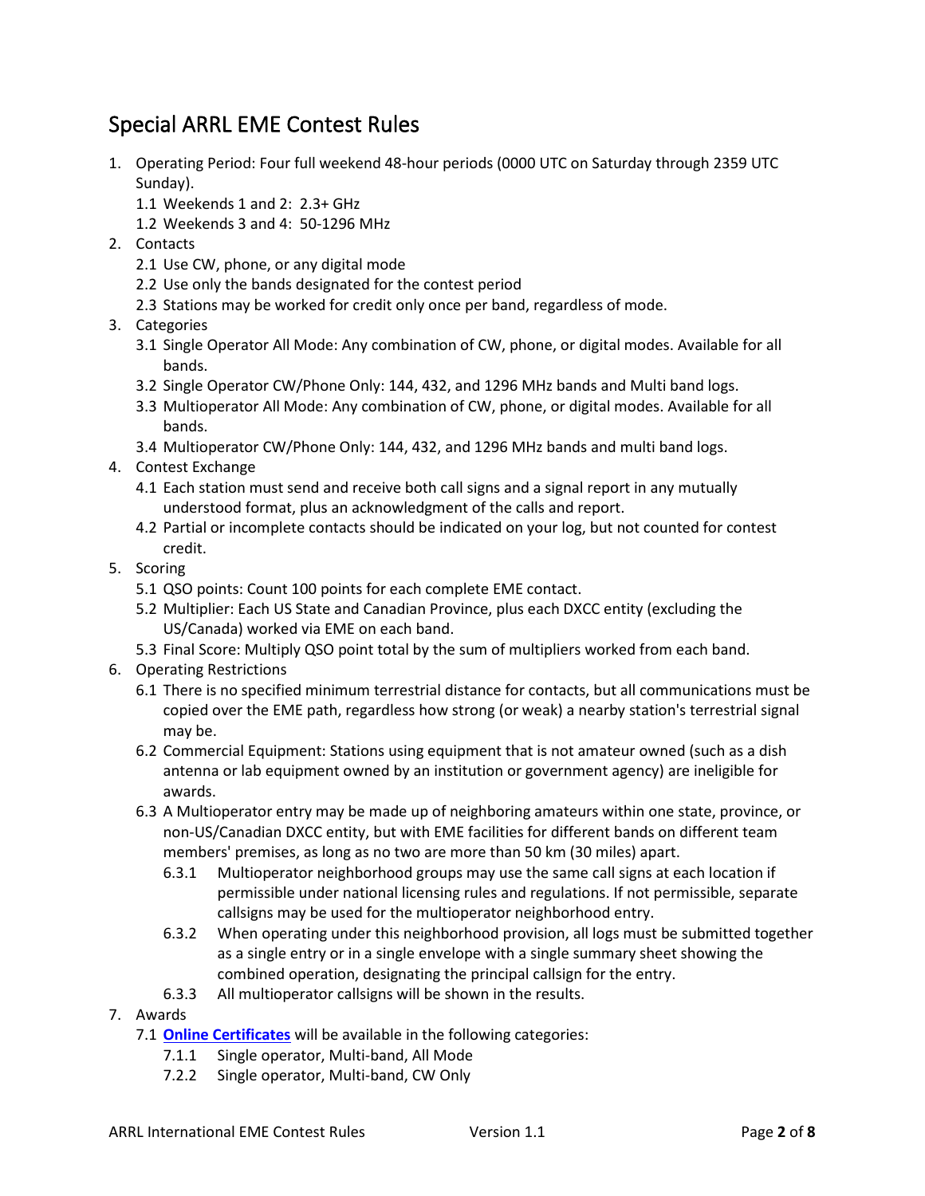## Special ARRL EME Contest Rules

1. Operating Period: Four full weekend 48-hour periods (0000 UTC on Saturday through 2359 UTC Sunday).
   - 1.1 Weekends 1 and 2: 2.3+ GHz
   - 1.2 Weekends 3 and 4: 50-1296 MHz
2. Contacts
   - 2.1 Use CW, phone, or any digital mode
   - 2.2 Use only the bands designated for the contest period
   - 2.3 Stations may be worked for credit only once per band, regardless of mode.
3. Categories
   - 3.1 Single Operator All Mode: Any combination of CW, phone, or digital modes. Available for all bands.
   - 3.2 Single Operator CW/Phone Only: 144, 432, and 1296 MHz bands and Multi band logs.
   - 3.3 Multioperator All Mode: Any combination of CW, phone, or digital modes. Available for all bands.
   - 3.4 Multioperator CW/Phone Only: 144, 432, and 1296 MHz bands and multi band logs.
4. Contest Exchange
   - 4.1 Each station must send and receive both call signs and a signal report in any mutually understood format, plus an acknowledgment of the calls and report.
   - 4.2 Partial or incomplete contacts should be indicated on your log, but not counted for contest credit.
5. Scoring
   - 5.1 QSO points: Count 100 points for each complete EME contact.
   - 5.2 Multiplier: Each US State and Canadian Province, plus each DXCC entity (excluding the US/Canada) worked via EME on each band.
   - 5.3 Final Score: Multiply QSO point total by the sum of multipliers worked from each band.
6. Operating Restrictions
   - 6.1 There is no specified minimum terrestrial distance for contacts, but all communications must be copied over the EME path, regardless how strong (or weak) a nearby station's terrestrial signal may be.
   - 6.2 Commercial Equipment: Stations using equipment that is not amateur owned (such as a dish antenna or lab equipment owned by an institution or government agency) are ineligible for awards.
   - 6.3 A Multioperator entry may be made up of neighboring amateurs within one state, province, or non-US/Canadian DXCC entity, but with EME facilities for different bands on different team members' premises, as long as no two are more than 50 km (30 miles) apart.
     - 6.3.1 Multioperator neighborhood groups may use the same call signs at each location if permissible under national licensing rules and regulations. If not permissible, separate callsigns may be used for the multioperator neighborhood entry.
     - 6.3.2 When operating under this neighborhood provision, all logs must be submitted together as a single entry or in a single envelope with a single summary sheet showing the combined operation, designating the principal callsign for the entry.
     - 6.3.3 All multioperator callsigns will be shown in the results.
7. Awards
   - 7.1 **Online Certificates** will be available in the following categories:
     - 7.1.1 Single operator, Multi-band, All Mode
     - 7.2.2 Single operator, Multi-band, CW Only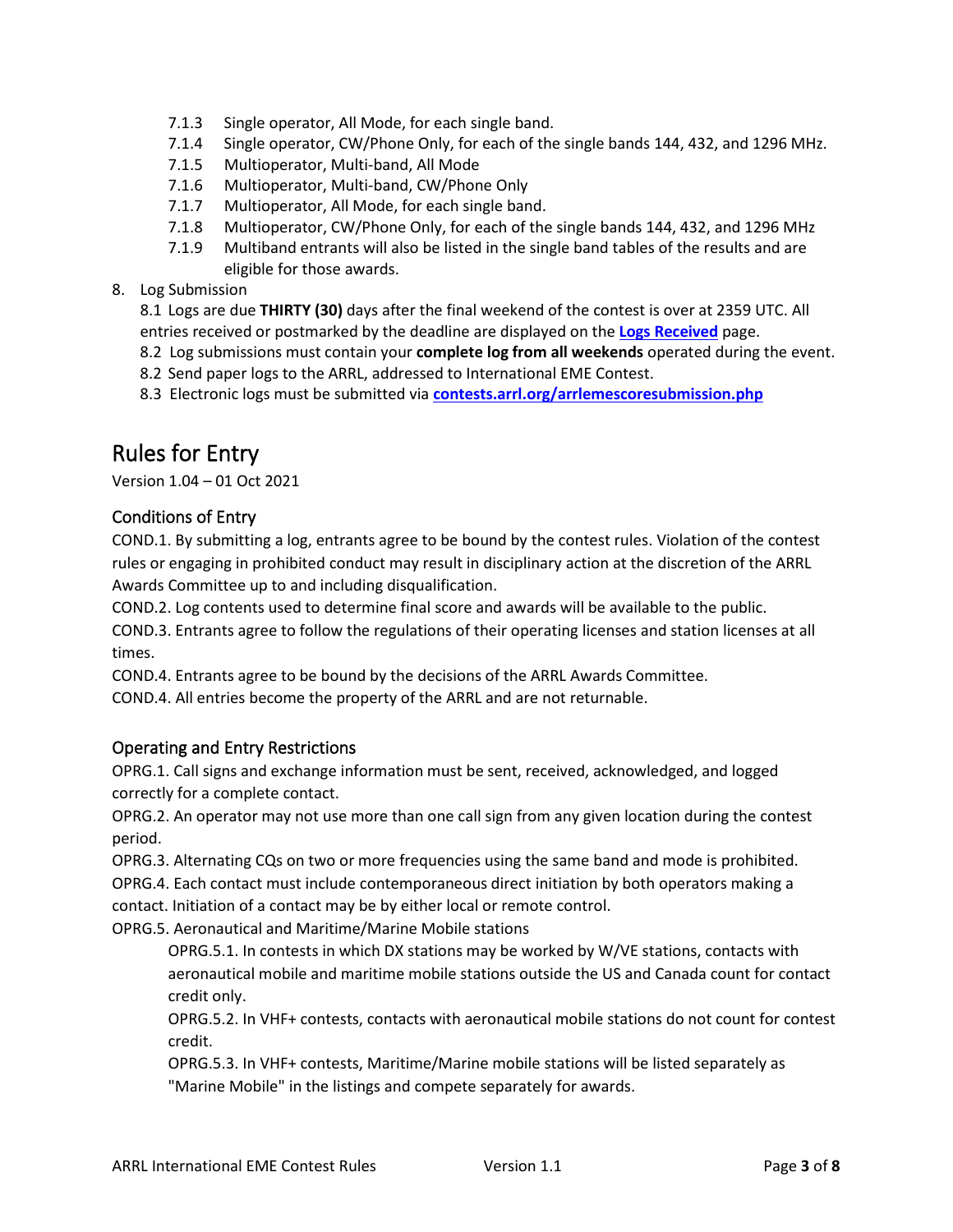7.1.3 Single operator, All Mode, for each single band.
7.1.4 Single operator, CW/Phone Only, for each of the single bands 144, 432, and 1296 MHz.
7.1.5 Multioperator, Multi-band, All Mode
7.1.6 Multioperator, Multi-band, CW/Phone Only
7.1.7 Multioperator, All Mode, for each single band.
7.1.8 Multioperator, CW/Phone Only, for each of the single bands 144, 432, and 1296 MHz
7.1.9 Multiband entrants will also be listed in the single band tables of the results and are eligible for those awards.

8. Log Submission

8.1 Logs are due **THIRTY (30)** days after the final weekend of the contest is over at 2359 UTC. All entries received or postmarked by the deadline are displayed on the **Logs Received** page.

8.2 Log submissions must contain your **complete log from all weekends** operated during the event.

8.2 Send paper logs to the ARRL, addressed to International EME Contest.

8.3 Electronic logs must be submitted via **contests.arrl.org/arrlemescoresubmission.php**

# Rules for Entry

Version 1.04 – 01 Oct 2021

## Conditions of Entry

COND.1. By submitting a log, entrants agree to be bound by the contest rules. Violation of the contest rules or engaging in prohibited conduct may result in disciplinary action at the discretion of the ARRL Awards Committee up to and including disqualification.

COND.2. Log contents used to determine final score and awards will be available to the public.

COND.3. Entrants agree to follow the regulations of their operating licenses and station licenses at all times.

COND.4. Entrants agree to be bound by the decisions of the ARRL Awards Committee.

COND.4. All entries become the property of the ARRL and are not returnable.

## Operating and Entry Restrictions

OPRG.1. Call signs and exchange information must be sent, received, acknowledged, and logged correctly for a complete contact.

OPRG.2. An operator may not use more than one call sign from any given location during the contest period.

OPRG.3. Alternating CQs on two or more frequencies using the same band and mode is prohibited.

OPRG.4. Each contact must include contemporaneous direct initiation by both operators making a contact. Initiation of a contact may be by either local or remote control.

OPRG.5. Aeronautical and Maritime/Marine Mobile stations

OPRG.5.1. In contests in which DX stations may be worked by W/VE stations, contacts with aeronautical mobile and maritime mobile stations outside the US and Canada count for contact credit only.

OPRG.5.2. In VHF+ contests, contacts with aeronautical mobile stations do not count for contest credit.

OPRG.5.3. In VHF+ contests, Maritime/Marine mobile stations will be listed separately as "Marine Mobile" in the listings and compete separately for awards.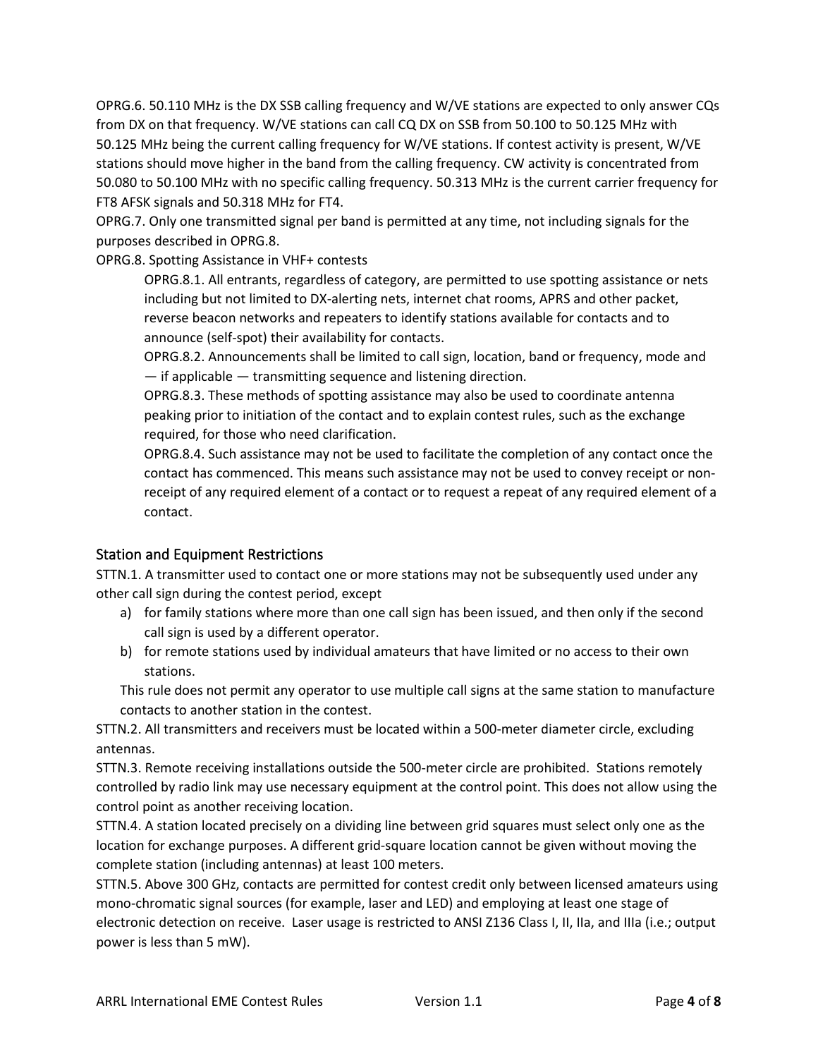OPRG.6. 50.110 MHz is the DX SSB calling frequency and W/VE stations are expected to only answer CQs from DX on that frequency. W/VE stations can call CQ DX on SSB from 50.100 to 50.125 MHz with 50.125 MHz being the current calling frequency for W/VE stations. If contest activity is present, W/VE stations should move higher in the band from the calling frequency. CW activity is concentrated from 50.080 to 50.100 MHz with no specific calling frequency. 50.313 MHz is the current carrier frequency for FT8 AFSK signals and 50.318 MHz for FT4.

OPRG.7. Only one transmitted signal per band is permitted at any time, not including signals for the purposes described in OPRG.8.

OPRG.8. Spotting Assistance in VHF+ contests

> OPRG.8.1. All entrants, regardless of category, are permitted to use spotting assistance or nets including but not limited to DX-alerting nets, internet chat rooms, APRS and other packet, reverse beacon networks and repeaters to identify stations available for contacts and to announce (self-spot) their availability for contacts.
>
> OPRG.8.2. Announcements shall be limited to call sign, location, band or frequency, mode and — if applicable — transmitting sequence and listening direction.
>
> OPRG.8.3. These methods of spotting assistance may also be used to coordinate antenna peaking prior to initiation of the contact and to explain contest rules, such as the exchange required, for those who need clarification.
>
> OPRG.8.4. Such assistance may not be used to facilitate the completion of any contact once the contact has commenced. This means such assistance may not be used to convey receipt or non-receipt of any required element of a contact or to request a repeat of any required element of a contact.

## Station and Equipment Restrictions

STTN.1. A transmitter used to contact one or more stations may not be subsequently used under any other call sign during the contest period, except

a) for family stations where more than one call sign has been issued, and then only if the second call sign is used by a different operator.
b) for remote stations used by individual amateurs that have limited or no access to their own stations.

This rule does not permit any operator to use multiple call signs at the same station to manufacture contacts to another station in the contest.

STTN.2. All transmitters and receivers must be located within a 500-meter diameter circle, excluding antennas.

STTN.3. Remote receiving installations outside the 500-meter circle are prohibited. Stations remotely controlled by radio link may use necessary equipment at the control point. This does not allow using the control point as another receiving location.

STTN.4. A station located precisely on a dividing line between grid squares must select only one as the location for exchange purposes. A different grid-square location cannot be given without moving the complete station (including antennas) at least 100 meters.

STTN.5. Above 300 GHz, contacts are permitted for contest credit only between licensed amateurs using mono-chromatic signal sources (for example, laser and LED) and employing at least one stage of electronic detection on receive. Laser usage is restricted to ANSI Z136 Class I, II, IIa, and IIIa (i.e.; output power is less than 5 mW).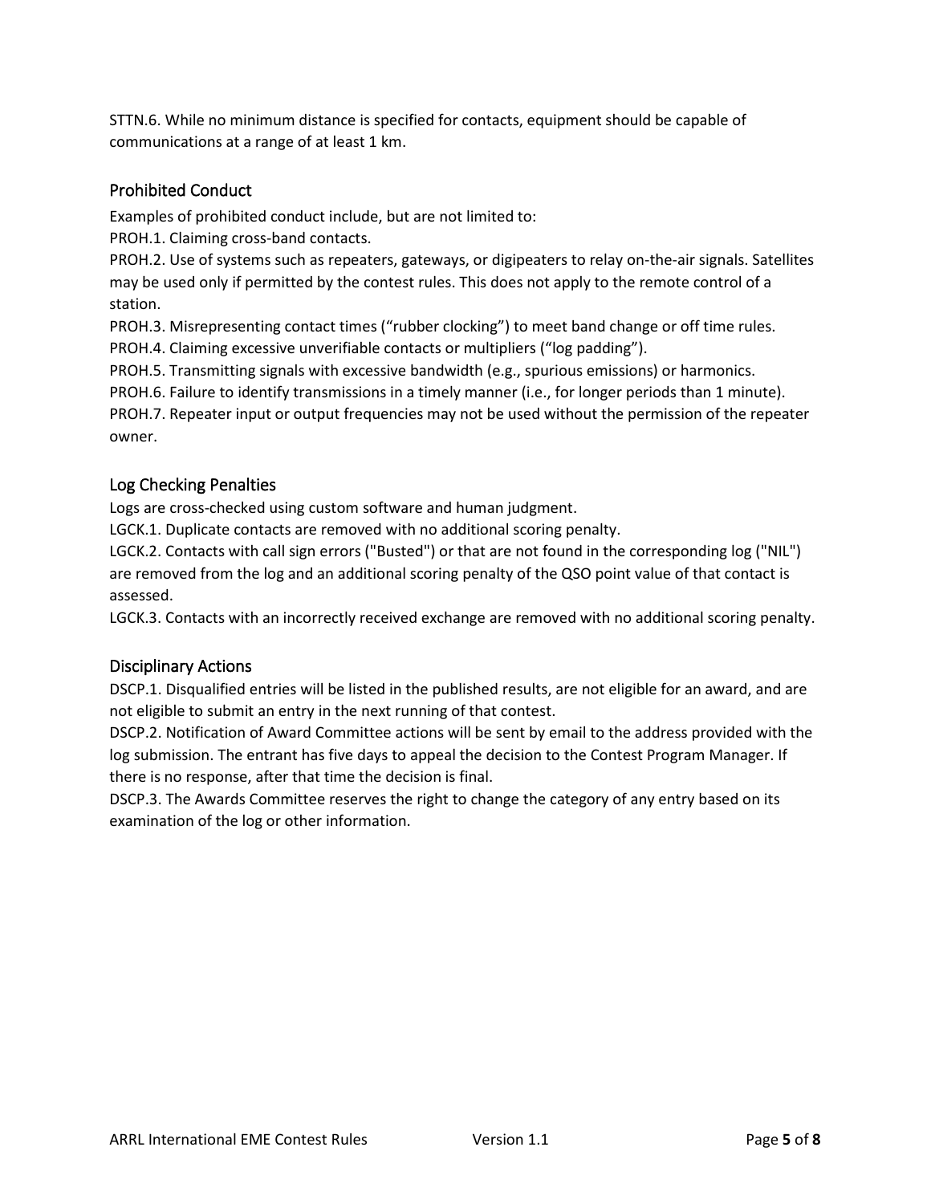STTN.6. While no minimum distance is specified for contacts, equipment should be capable of communications at a range of at least 1 km.

## Prohibited Conduct

Examples of prohibited conduct include, but are not limited to:

PROH.1. Claiming cross-band contacts.

PROH.2. Use of systems such as repeaters, gateways, or digipeaters to relay on-the-air signals. Satellites may be used only if permitted by the contest rules. This does not apply to the remote control of a station.

PROH.3. Misrepresenting contact times ("rubber clocking") to meet band change or off time rules.

PROH.4. Claiming excessive unverifiable contacts or multipliers ("log padding").

PROH.5. Transmitting signals with excessive bandwidth (e.g., spurious emissions) or harmonics.

PROH.6. Failure to identify transmissions in a timely manner (i.e., for longer periods than 1 minute).

PROH.7. Repeater input or output frequencies may not be used without the permission of the repeater owner.

## Log Checking Penalties

Logs are cross-checked using custom software and human judgment.

LGCK.1. Duplicate contacts are removed with no additional scoring penalty.

LGCK.2. Contacts with call sign errors ("Busted") or that are not found in the corresponding log ("NIL") are removed from the log and an additional scoring penalty of the QSO point value of that contact is assessed.

LGCK.3. Contacts with an incorrectly received exchange are removed with no additional scoring penalty.

## Disciplinary Actions

DSCP.1. Disqualified entries will be listed in the published results, are not eligible for an award, and are not eligible to submit an entry in the next running of that contest.

DSCP.2. Notification of Award Committee actions will be sent by email to the address provided with the log submission. The entrant has five days to appeal the decision to the Contest Program Manager. If there is no response, after that time the decision is final.

DSCP.3. The Awards Committee reserves the right to change the category of any entry based on its examination of the log or other information.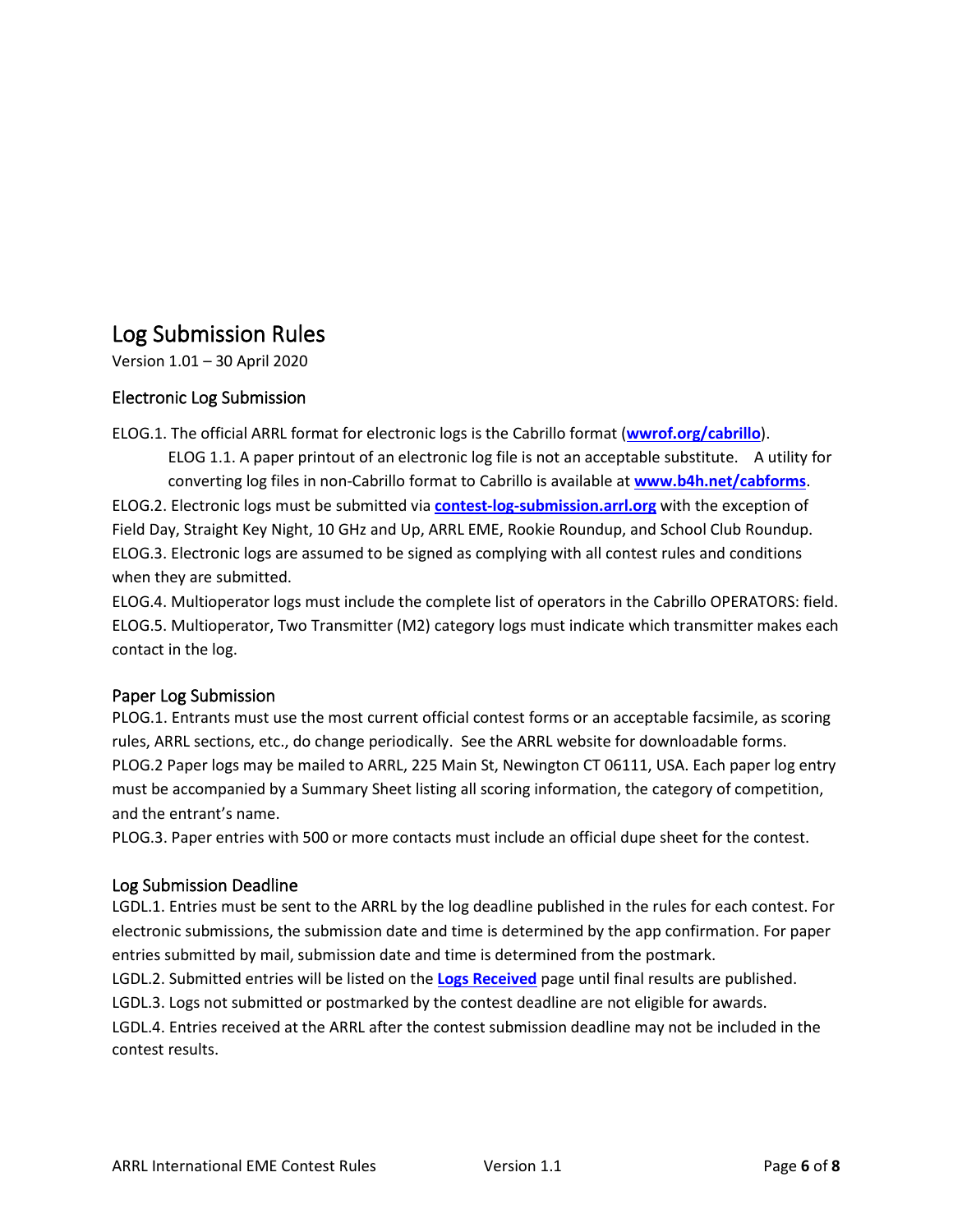# Log Submission Rules

Version 1.01 – 30 April 2020

## Electronic Log Submission

ELOG.1. The official ARRL format for electronic logs is the Cabrillo format (**wwrof.org/cabrillo**).

> ELOG 1.1. A paper printout of an electronic log file is not an acceptable substitute. A utility for converting log files in non-Cabrillo format to Cabrillo is available at **www.b4h.net/cabforms**.

ELOG.2. Electronic logs must be submitted via **contest-log-submission.arrl.org** with the exception of Field Day, Straight Key Night, 10 GHz and Up, ARRL EME, Rookie Roundup, and School Club Roundup.

ELOG.3. Electronic logs are assumed to be signed as complying with all contest rules and conditions when they are submitted.

ELOG.4. Multioperator logs must include the complete list of operators in the Cabrillo OPERATORS: field.

ELOG.5. Multioperator, Two Transmitter (M2) category logs must indicate which transmitter makes each contact in the log.

## Paper Log Submission

PLOG.1. Entrants must use the most current official contest forms or an acceptable facsimile, as scoring rules, ARRL sections, etc., do change periodically. See the ARRL website for downloadable forms.

PLOG.2 Paper logs may be mailed to ARRL, 225 Main St, Newington CT 06111, USA. Each paper log entry must be accompanied by a Summary Sheet listing all scoring information, the category of competition, and the entrant's name.

PLOG.3. Paper entries with 500 or more contacts must include an official dupe sheet for the contest.

## Log Submission Deadline

LGDL.1. Entries must be sent to the ARRL by the log deadline published in the rules for each contest. For electronic submissions, the submission date and time is determined by the app confirmation. For paper entries submitted by mail, submission date and time is determined from the postmark.

LGDL.2. Submitted entries will be listed on the **Logs Received** page until final results are published.

LGDL.3. Logs not submitted or postmarked by the contest deadline are not eligible for awards.

LGDL.4. Entries received at the ARRL after the contest submission deadline may not be included in the contest results.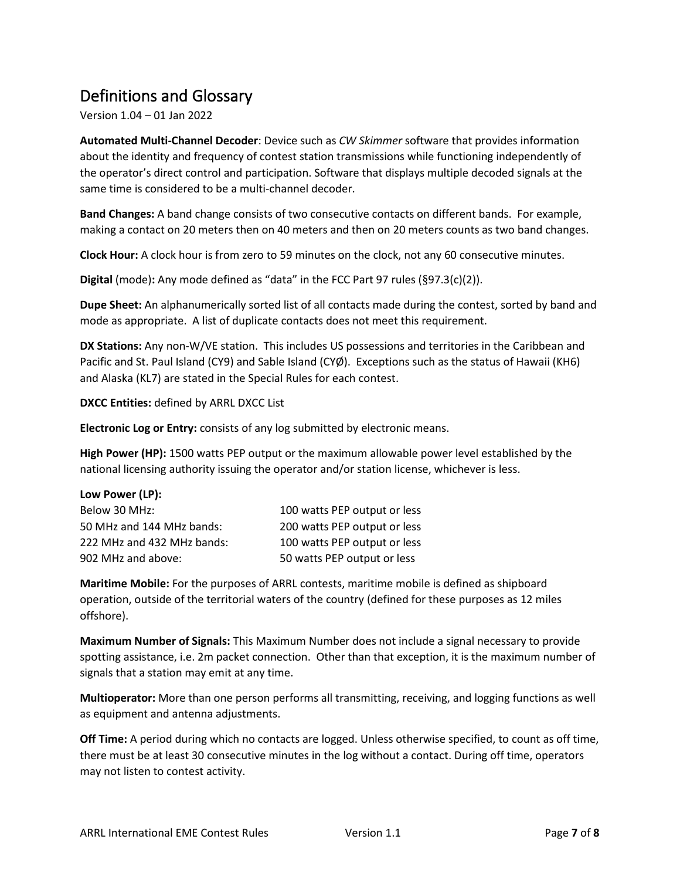# Definitions and Glossary

Version 1.04 – 01 Jan 2022

**Automated Multi-Channel Decoder**: Device such as *CW Skimmer* software that provides information about the identity and frequency of contest station transmissions while functioning independently of the operator's direct control and participation. Software that displays multiple decoded signals at the same time is considered to be a multi-channel decoder.

**Band Changes:** A band change consists of two consecutive contacts on different bands. For example, making a contact on 20 meters then on 40 meters and then on 20 meters counts as two band changes.

**Clock Hour:** A clock hour is from zero to 59 minutes on the clock, not any 60 consecutive minutes.

**Digital** (mode)**:** Any mode defined as "data" in the FCC Part 97 rules (§97.3(c)(2)).

**Dupe Sheet:** An alphanumerically sorted list of all contacts made during the contest, sorted by band and mode as appropriate. A list of duplicate contacts does not meet this requirement.

**DX Stations:** Any non-W/VE station. This includes US possessions and territories in the Caribbean and Pacific and St. Paul Island (CY9) and Sable Island (CYØ). Exceptions such as the status of Hawaii (KH6) and Alaska (KL7) are stated in the Special Rules for each contest.

**DXCC Entities:** defined by ARRL DXCC List

**Electronic Log or Entry:** consists of any log submitted by electronic means.

**High Power (HP):** 1500 watts PEP output or the maximum allowable power level established by the national licensing authority issuing the operator and/or station license, whichever is less.

**Low Power (LP):**

| | |
|---|---|
| Below 30 MHz: | 100 watts PEP output or less |
| 50 MHz and 144 MHz bands: | 200 watts PEP output or less |
| 222 MHz and 432 MHz bands: | 100 watts PEP output or less |
| 902 MHz and above: | 50 watts PEP output or less |

**Maritime Mobile:** For the purposes of ARRL contests, maritime mobile is defined as shipboard operation, outside of the territorial waters of the country (defined for these purposes as 12 miles offshore).

**Maximum Number of Signals:** This Maximum Number does not include a signal necessary to provide spotting assistance, i.e. 2m packet connection. Other than that exception, it is the maximum number of signals that a station may emit at any time.

**Multioperator:** More than one person performs all transmitting, receiving, and logging functions as well as equipment and antenna adjustments.

**Off Time:** A period during which no contacts are logged. Unless otherwise specified, to count as off time, there must be at least 30 consecutive minutes in the log without a contact. During off time, operators may not listen to contest activity.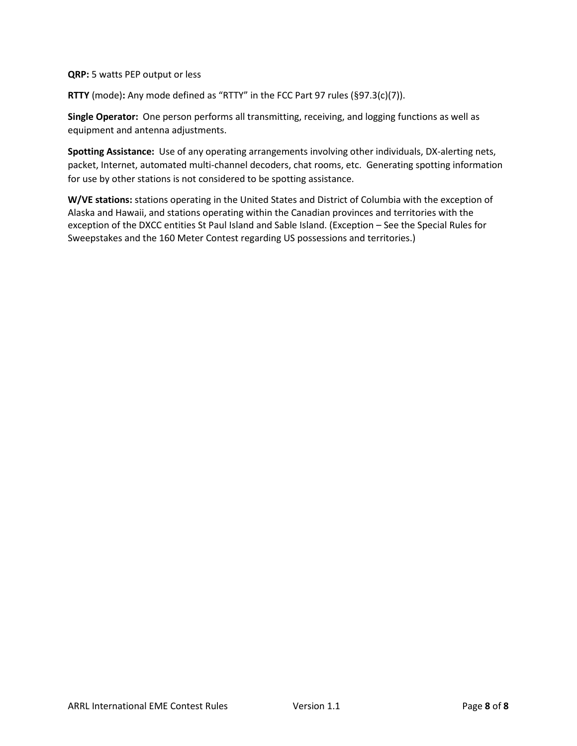**QRP:** 5 watts PEP output or less

**RTTY** (mode)**:** Any mode defined as "RTTY" in the FCC Part 97 rules (§97.3(c)(7)).

**Single Operator:** One person performs all transmitting, receiving, and logging functions as well as equipment and antenna adjustments.

**Spotting Assistance:** Use of any operating arrangements involving other individuals, DX-alerting nets, packet, Internet, automated multi-channel decoders, chat rooms, etc. Generating spotting information for use by other stations is not considered to be spotting assistance.

**W/VE stations:** stations operating in the United States and District of Columbia with the exception of Alaska and Hawaii, and stations operating within the Canadian provinces and territories with the exception of the DXCC entities St Paul Island and Sable Island. (Exception – See the Special Rules for Sweepstakes and the 160 Meter Contest regarding US possessions and territories.)